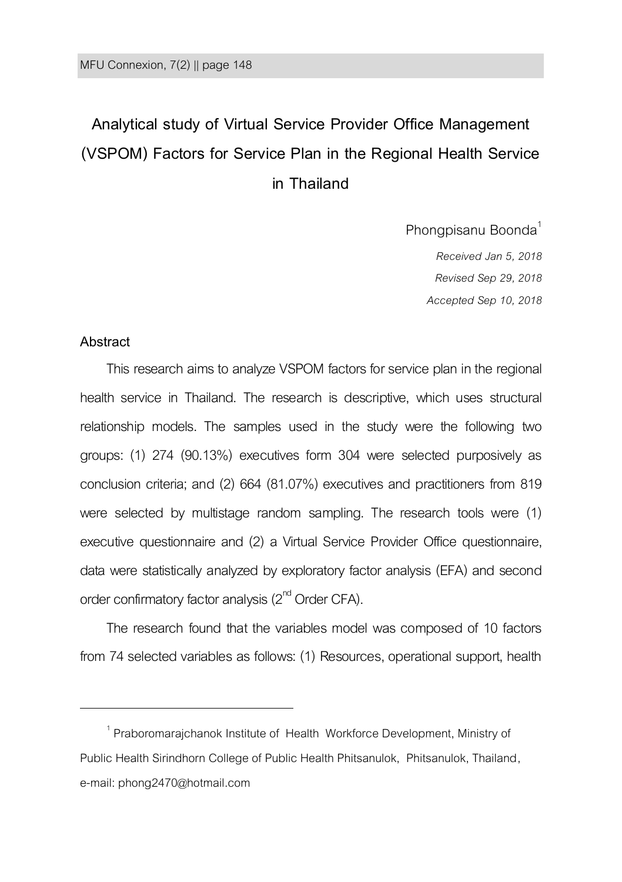# Analytical study of Virtual Service Provider Office Management (VSPOM) Factors for Service Plan in the Regional Health Service in Thailand

Phongpisanu Boonda[1]

*Received Jan 5, 2018*

*Revised Sep 29, 2018*

*Accepted Sep 10, 2018*

## Abstract

This research aims to analyze VSPOM factors for service plan in the regional health service in Thailand. The research is descriptive, which uses structural relationship models. The samples used in the study were the following two groups: (1) 274 (90.13%) executives form 304 were selected purposively as conclusion criteria; and (2) 664 (81.07%) executives and practitioners from 819 were selected by multistage random sampling. The research tools were (1) executive questionnaire and (2) a Virtual Service Provider Office questionnaire, data were statistically analyzed by exploratory factor analysis (EFA) and second order confirmatory factor analysis (2nd Order CFA).

The research found that the variables model was composed of 10 factors from 74 selected variables as follows: (1) Resources, operational support, health

---

[1] Praboromarajchanok Institute of Health Workforce Development, Ministry of Public Health Sirindhorn College of Public Health Phitsanulok, Phitsanulok, Thailand, e-mail: phong2470@hotmail.com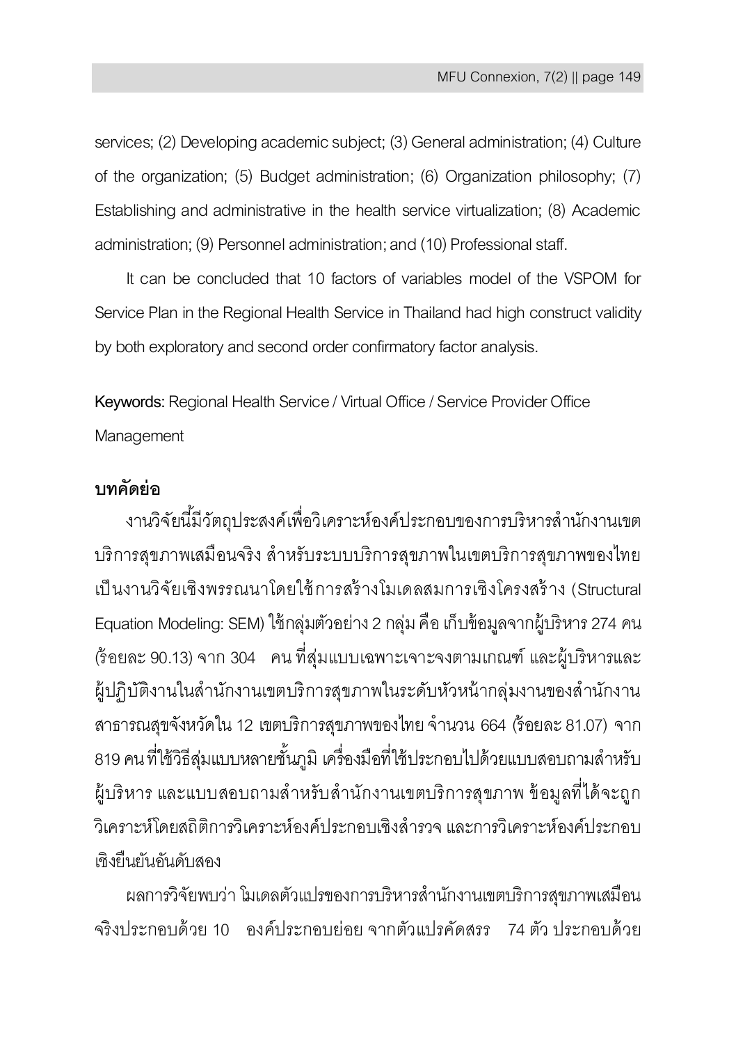services; (2) Developing academic subject; (3) General administration; (4) Culture of the organization; (5) Budget administration; (6) Organization philosophy; (7) Establishing and administrative in the health service virtualization; (8) Academic administration; (9) Personnel administration; and (10) Professional staff.

It can be concluded that 10 factors of variables model of the VSPOM for Service Plan in the Regional Health Service in Thailand had high construct validity by both exploratory and second order confirmatory factor analysis.

**Keywords:** Regional Health Service / Virtual Office / Service Provider Office Management

## บทคัดย่อ

งานวิจัยนี้มีวัตถุประสงค์เพื่อวิเคราะห์องค์ประกอบของการบริหารสำนักงานเขตบริการสุขภาพเสมือนจริง สำหรับระบบบริการสุขภาพในเขตบริการสุขภาพของไทย เป็นงานวิจัยเชิงพรรณนาโดยใช้การสร้างโมเดลสมการเชิงโครงสร้าง (Structural Equation Modeling: SEM) ใช้กลุ่มตัวอย่าง 2 กลุ่ม คือ เก็บข้อมูลจากผู้บริหาร 274 คน (ร้อยละ 90.13) จาก 304 คน ที่สุ่มแบบเฉพาะเจาะจงตามเกณฑ์ และผู้บริหารและผู้ปฏิบัติงานในสำนักงานเขตบริการสุขภาพในระดับหัวหน้ากลุ่มงานของสำนักงานสาธารณสุขจังหวัดใน 12 เขตบริการสุขภาพของไทย จำนวน 664 (ร้อยละ 81.07) จาก 819 คนที่ใช้วิธีสุ่มแบบหลายชั้นภูมิ เครื่องมือที่ใช้ประกอบไปด้วยแบบสอบถามสำหรับผู้บริหาร และแบบสอบถามสำหรับสำนักงานเขตบริการสุขภาพ ข้อมูลที่ได้จะถูกวิเคราะห์โดยสถิติการวิเคราะห์องค์ประกอบเชิงสำรวจ และการวิเคราะห์องค์ประกอบเชิงยืนยันอันดับสอง

ผลการวิจัยพบว่า โมเดลตัวแปรของการบริหารสำนักงานเขตบริการสุขภาพเสมือนจริงประกอบด้วย 10 องค์ประกอบย่อย จากตัวแปรคัดสรร 74 ตัว ประกอบด้วย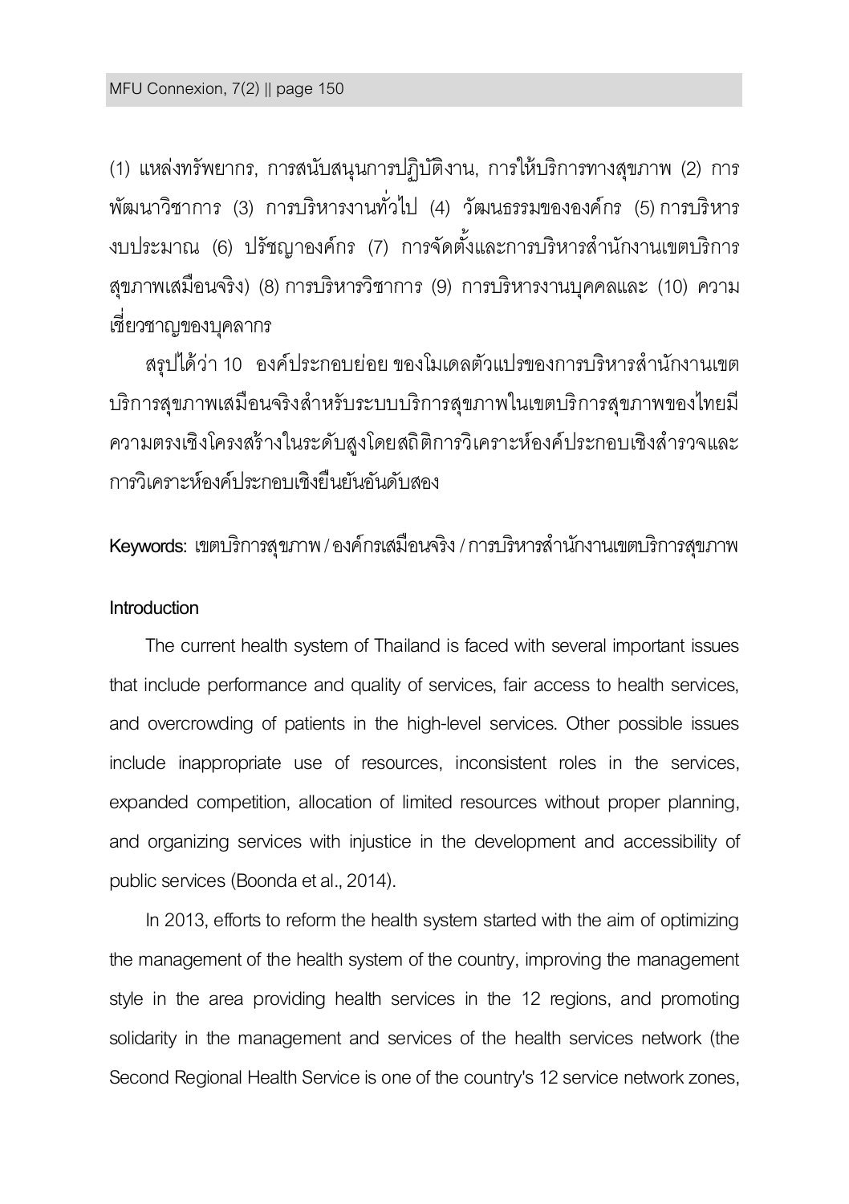(1) แหล่งทรัพยากร, การสนับสนุนการปฏิบัติงาน, การให้บริการทางสุขภาพ (2) การพัฒนาวิชาการ (3) การบริหารงานทั่วไป (4) วัฒนธรรมขององค์กร (5) การบริหารงบประมาณ (6) ปรัชญาองค์กร (7) การจัดตั้งและการบริหารสำนักงานเขตบริการสุขภาพเสมือนจริง) (8) การบริหารวิชาการ (9) การบริหารงานบุคคลและ (10) ความเชี่ยวชาญของบุคลากร

สรุปได้ว่า 10 องค์ประกอบย่อย ของโมเดลตัวแปรของการบริหารสำนักงานเขตบริการสุขภาพเสมือนจริงสำหรับระบบบริการสุขภาพในเขตบริการสุขภาพของไทยมีความตรงเชิงโครงสร้างในระดับสูงโดยสถิติการวิเคราะห์องค์ประกอบเชิงสำรวจและการวิเคราะห์องค์ประกอบเชิงยืนยันอันดับสอง

**Keywords:** เขตบริการสุขภาพ / องค์กรเสมือนจริง / การบริหารสำนักงานเขตบริการสุขภาพ

## Introduction

The current health system of Thailand is faced with several important issues that include performance and quality of services, fair access to health services, and overcrowding of patients in the high-level services. Other possible issues include inappropriate use of resources, inconsistent roles in the services, expanded competition, allocation of limited resources without proper planning, and organizing services with injustice in the development and accessibility of public services (Boonda et al., 2014).

In 2013, efforts to reform the health system started with the aim of optimizing the management of the health system of the country, improving the management style in the area providing health services in the 12 regions, and promoting solidarity in the management and services of the health services network (the Second Regional Health Service is one of the country's 12 service network zones,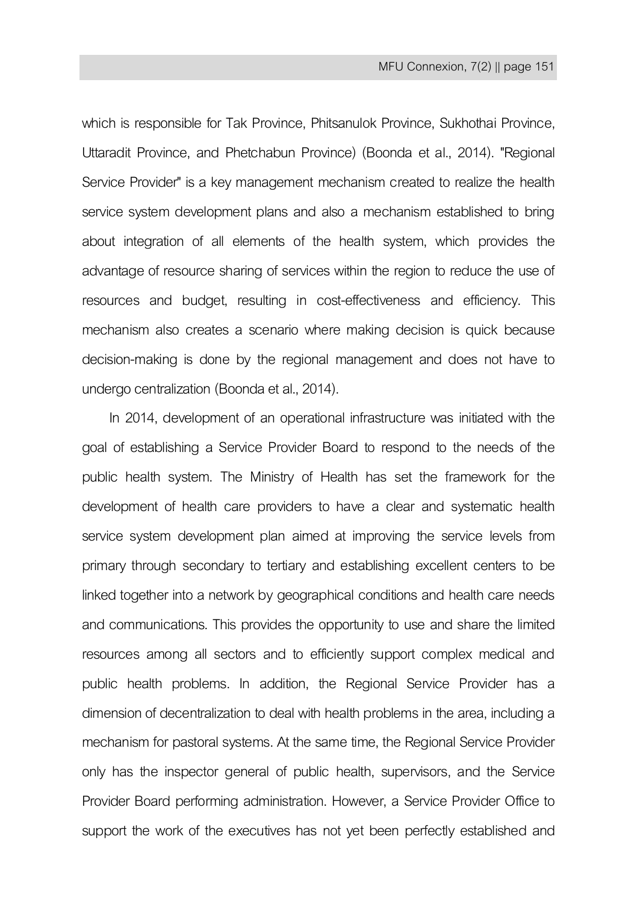which is responsible for Tak Province, Phitsanulok Province, Sukhothai Province, Uttaradit Province, and Phetchabun Province) (Boonda et al., 2014). "Regional Service Provider" is a key management mechanism created to realize the health service system development plans and also a mechanism established to bring about integration of all elements of the health system, which provides the advantage of resource sharing of services within the region to reduce the use of resources and budget, resulting in cost-effectiveness and efficiency. This mechanism also creates a scenario where making decision is quick because decision-making is done by the regional management and does not have to undergo centralization (Boonda et al., 2014).

In 2014, development of an operational infrastructure was initiated with the goal of establishing a Service Provider Board to respond to the needs of the public health system. The Ministry of Health has set the framework for the development of health care providers to have a clear and systematic health service system development plan aimed at improving the service levels from primary through secondary to tertiary and establishing excellent centers to be linked together into a network by geographical conditions and health care needs and communications. This provides the opportunity to use and share the limited resources among all sectors and to efficiently support complex medical and public health problems. In addition, the Regional Service Provider has a dimension of decentralization to deal with health problems in the area, including a mechanism for pastoral systems. At the same time, the Regional Service Provider only has the inspector general of public health, supervisors, and the Service Provider Board performing administration. However, a Service Provider Office to support the work of the executives has not yet been perfectly established and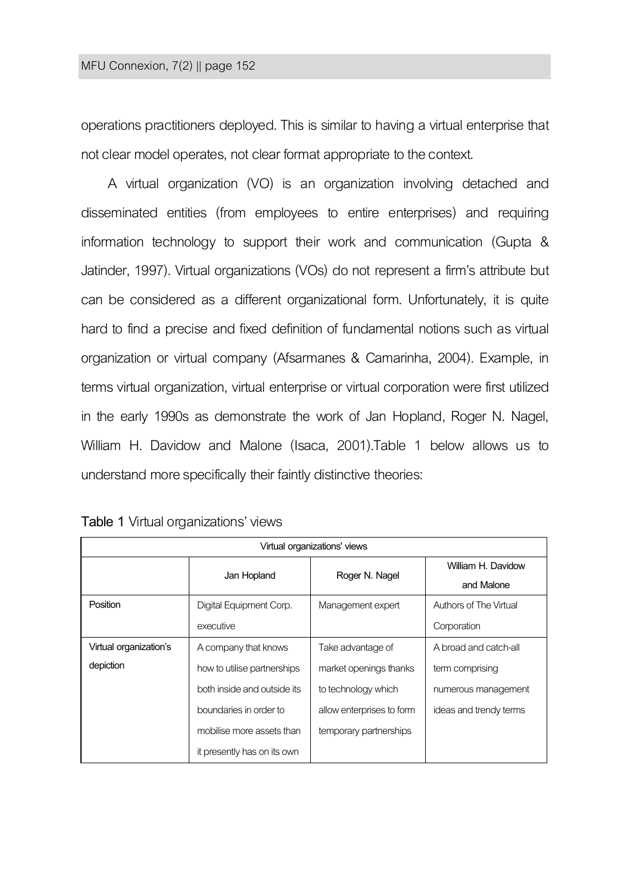operations practitioners deployed. This is similar to having a virtual enterprise that not clear model operates, not clear format appropriate to the context.

A virtual organization (VO) is an organization involving detached and disseminated entities (from employees to entire enterprises) and requiring information technology to support their work and communication (Gupta & Jatinder, 1997). Virtual organizations (VOs) do not represent a firm's attribute but can be considered as a different organizational form. Unfortunately, it is quite hard to find a precise and fixed definition of fundamental notions such as virtual organization or virtual company (Afsarmanes & Camarinha, 2004). Example, in terms virtual organization, virtual enterprise or virtual corporation were first utilized in the early 1990s as demonstrate the work of Jan Hopland, Roger N. Nagel, William H. Davidow and Malone (Isaca, 2001).Table 1 below allows us to understand more specifically their faintly distinctive theories:

**Table 1** Virtual organizations' views

| Virtual organizations' views | | | |
|---|---|---|---|
| | Jan Hopland | Roger N. Nagel | William H. Davidow and Malone |
| Position | Digital Equipment Corp. executive | Management expert | Authors of The Virtual Corporation |
| Virtual organization's depiction | A company that knows how to utilise partnerships both inside and outside its boundaries in order to mobilise more assets than it presently has on its own | Take advantage of market openings thanks to technology which allow enterprises to form temporary partnerships | A broad and catch-all term comprising numerous management ideas and trendy terms |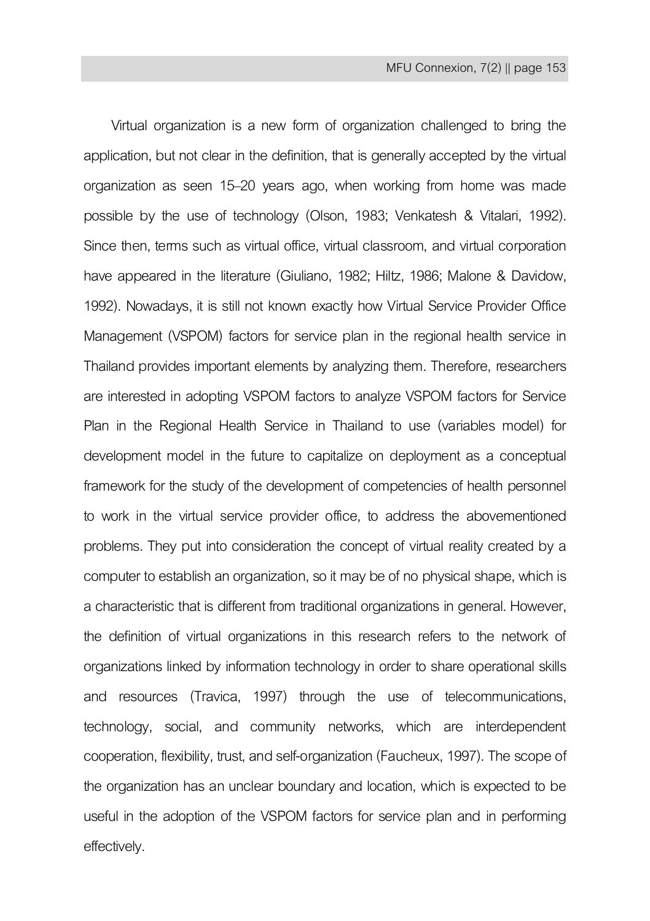Virtual organization is a new form of organization challenged to bring the application, but not clear in the definition, that is generally accepted by the virtual organization as seen 15–20 years ago, when working from home was made possible by the use of technology (Olson, 1983; Venkatesh & Vitalari, 1992). Since then, terms such as virtual office, virtual classroom, and virtual corporation have appeared in the literature (Giuliano, 1982; Hiltz, 1986; Malone & Davidow, 1992). Nowadays, it is still not known exactly how Virtual Service Provider Office Management (VSPOM) factors for service plan in the regional health service in Thailand provides important elements by analyzing them. Therefore, researchers are interested in adopting VSPOM factors to analyze VSPOM factors for Service Plan in the Regional Health Service in Thailand to use (variables model) for development model in the future to capitalize on deployment as a conceptual framework for the study of the development of competencies of health personnel to work in the virtual service provider office, to address the abovementioned problems. They put into consideration the concept of virtual reality created by a computer to establish an organization, so it may be of no physical shape, which is a characteristic that is different from traditional organizations in general. However, the definition of virtual organizations in this research refers to the network of organizations linked by information technology in order to share operational skills and resources (Travica, 1997) through the use of telecommunications, technology, social, and community networks, which are interdependent cooperation, flexibility, trust, and self-organization (Faucheux, 1997). The scope of the organization has an unclear boundary and location, which is expected to be useful in the adoption of the VSPOM factors for service plan and in performing effectively.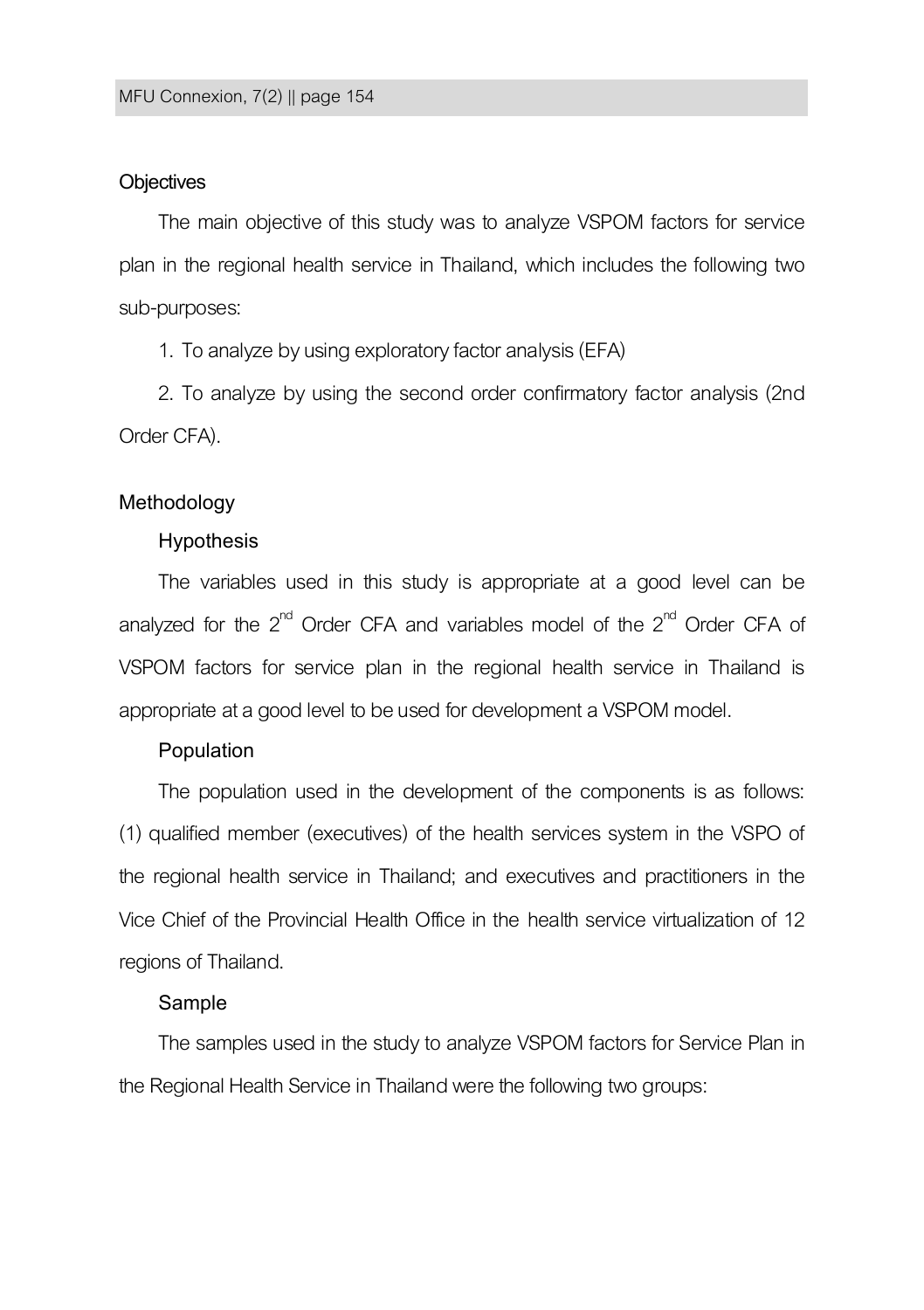## Objectives

The main objective of this study was to analyze VSPOM factors for service plan in the regional health service in Thailand, which includes the following two sub-purposes:

1. To analyze by using exploratory factor analysis (EFA)

2. To analyze by using the second order confirmatory factor analysis (2nd Order CFA).

## Methodology

### Hypothesis

The variables used in this study is appropriate at a good level can be analyzed for the 2$^{nd}$ Order CFA and variables model of the 2$^{nd}$ Order CFA of VSPOM factors for service plan in the regional health service in Thailand is appropriate at a good level to be used for development a VSPOM model.

### Population

The population used in the development of the components is as follows: (1) qualified member (executives) of the health services system in the VSPO of the regional health service in Thailand; and executives and practitioners in the Vice Chief of the Provincial Health Office in the health service virtualization of 12 regions of Thailand.

### Sample

The samples used in the study to analyze VSPOM factors for Service Plan in the Regional Health Service in Thailand were the following two groups: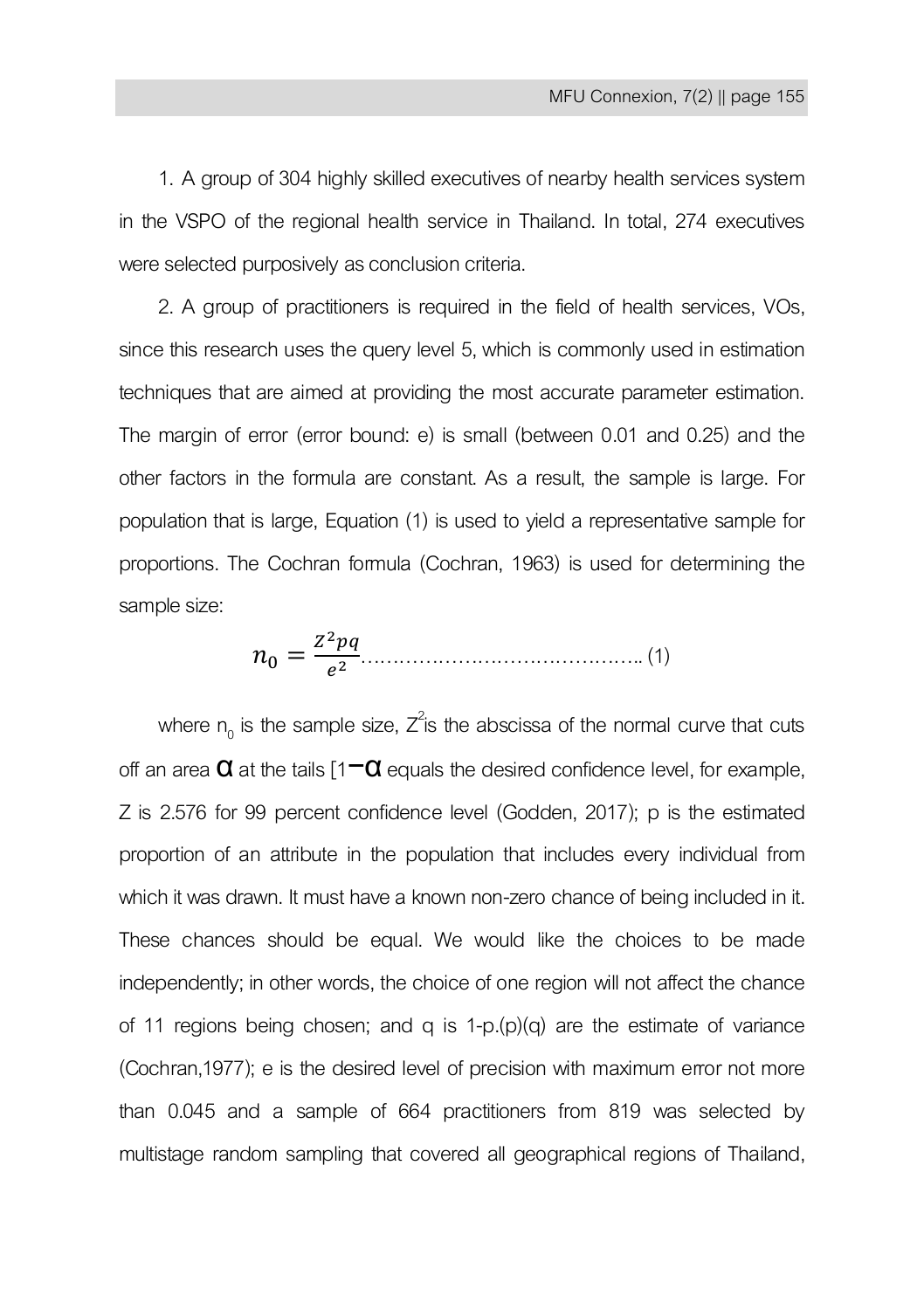1. A group of 304 highly skilled executives of nearby health services system in the VSPO of the regional health service in Thailand. In total, 274 executives were selected purposively as conclusion criteria.

2. A group of practitioners is required in the field of health services, VOs, since this research uses the query level 5, which is commonly used in estimation techniques that are aimed at providing the most accurate parameter estimation. The margin of error (error bound: e) is small (between 0.01 and 0.25) and the other factors in the formula are constant. As a result, the sample is large. For population that is large, Equation (1) is used to yield a representative sample for proportions. The Cochran formula (Cochran, 1963) is used for determining the sample size:

$$n_0 = \frac{Z^2pq}{e^2} \quad (1)$$

where $n_0$ is the sample size, $Z^2$ is the abscissa of the normal curve that cuts off an area $\alpha$ at the tails [$1-\alpha$ equals the desired confidence level, for example, Z is 2.576 for 99 percent confidence level (Godden, 2017); p is the estimated proportion of an attribute in the population that includes every individual from which it was drawn. It must have a known non-zero chance of being included in it. These chances should be equal. We would like the choices to be made independently; in other words, the choice of one region will not affect the chance of 11 regions being chosen; and q is 1-p.(p)(q) are the estimate of variance (Cochran,1977); e is the desired level of precision with maximum error not more than 0.045 and a sample of 664 practitioners from 819 was selected by multistage random sampling that covered all geographical regions of Thailand,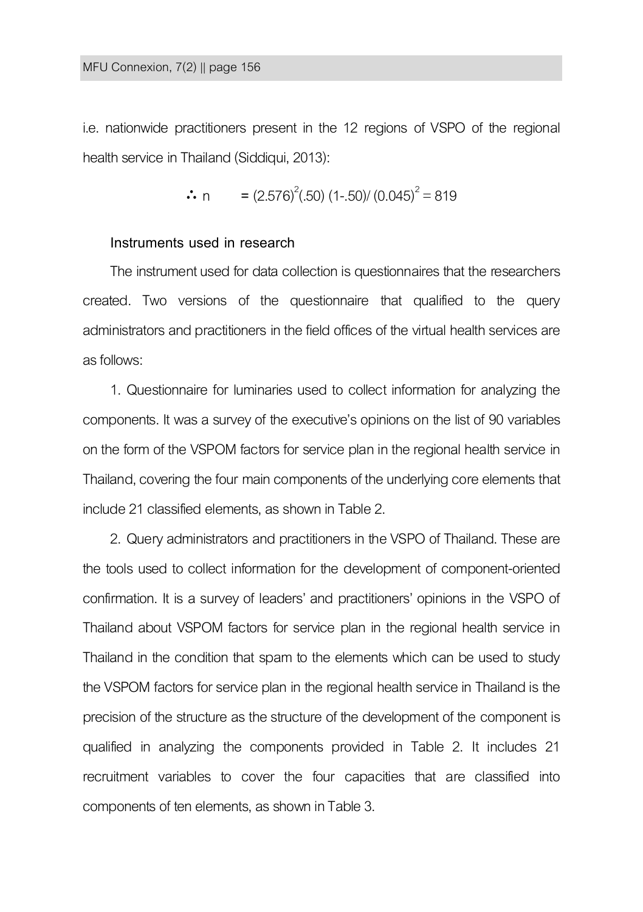i.e. nationwide practitioners present in the 12 regions of VSPO of the regional health service in Thailand (Siddiqui, 2013):

$$\therefore n = (2.576)^2(.50)(1-.50)/(0.045)^2 = 819$$

### Instruments used in research

The instrument used for data collection is questionnaires that the researchers created. Two versions of the questionnaire that qualified to the query administrators and practitioners in the field offices of the virtual health services are as follows:

1. Questionnaire for luminaries used to collect information for analyzing the components. It was a survey of the executive's opinions on the list of 90 variables on the form of the VSPOM factors for service plan in the regional health service in Thailand, covering the four main components of the underlying core elements that include 21 classified elements, as shown in Table 2.

2. Query administrators and practitioners in the VSPO of Thailand. These are the tools used to collect information for the development of component-oriented confirmation. It is a survey of leaders' and practitioners' opinions in the VSPO of Thailand about VSPOM factors for service plan in the regional health service in Thailand in the condition that spam to the elements which can be used to study the VSPOM factors for service plan in the regional health service in Thailand is the precision of the structure as the structure of the development of the component is qualified in analyzing the components provided in Table 2. It includes 21 recruitment variables to cover the four capacities that are classified into components of ten elements, as shown in Table 3.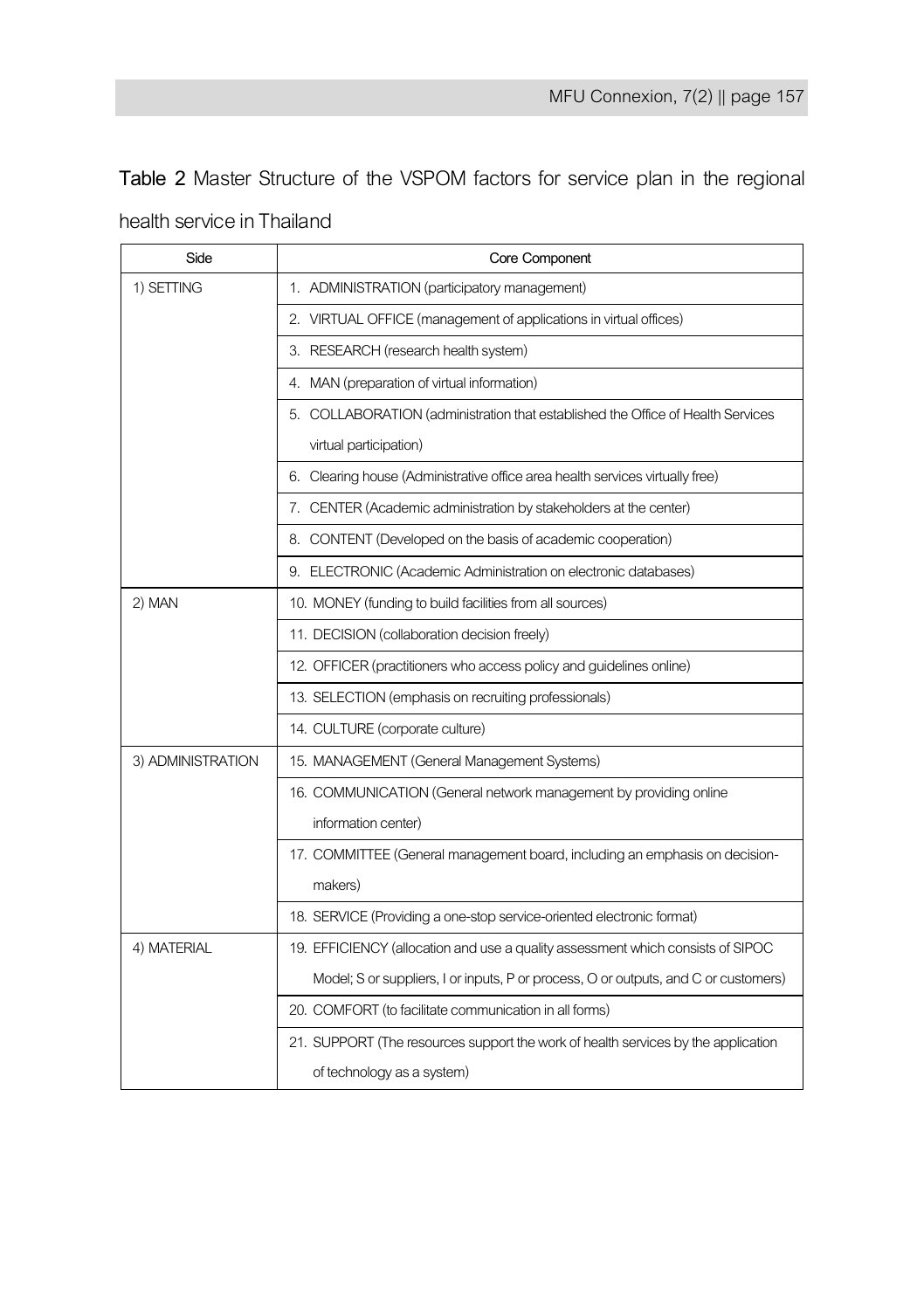**Table 2** Master Structure of the VSPOM factors for service plan in the regional health service in Thailand

| Side | Core Component |
|---|---|
| 1) SETTING | 1. ADMINISTRATION (participatory management) |
| | 2. VIRTUAL OFFICE (management of applications in virtual offices) |
| | 3. RESEARCH (research health system) |
| | 4. MAN (preparation of virtual information) |
| | 5. COLLABORATION (administration that established the Office of Health Services virtual participation) |
| | 6. Clearing house (Administrative office area health services virtually free) |
| | 7. CENTER (Academic administration by stakeholders at the center) |
| | 8. CONTENT (Developed on the basis of academic cooperation) |
| | 9. ELECTRONIC (Academic Administration on electronic databases) |
| 2) MAN | 10. MONEY (funding to build facilities from all sources) |
| | 11. DECISION (collaboration decision freely) |
| | 12. OFFICER (practitioners who access policy and guidelines online) |
| | 13. SELECTION (emphasis on recruiting professionals) |
| | 14. CULTURE (corporate culture) |
| 3) ADMINISTRATION | 15. MANAGEMENT (General Management Systems) |
| | 16. COMMUNICATION (General network management by providing online information center) |
| | 17. COMMITTEE (General management board, including an emphasis on decision-makers) |
| | 18. SERVICE (Providing a one-stop service-oriented electronic format) |
| 4) MATERIAL | 19. EFFICIENCY (allocation and use a quality assessment which consists of SIPOC Model; S or suppliers, I or inputs, P or process, O or outputs, and C or customers) |
| | 20. COMFORT (to facilitate communication in all forms) |
| | 21. SUPPORT (The resources support the work of health services by the application of technology as a system) |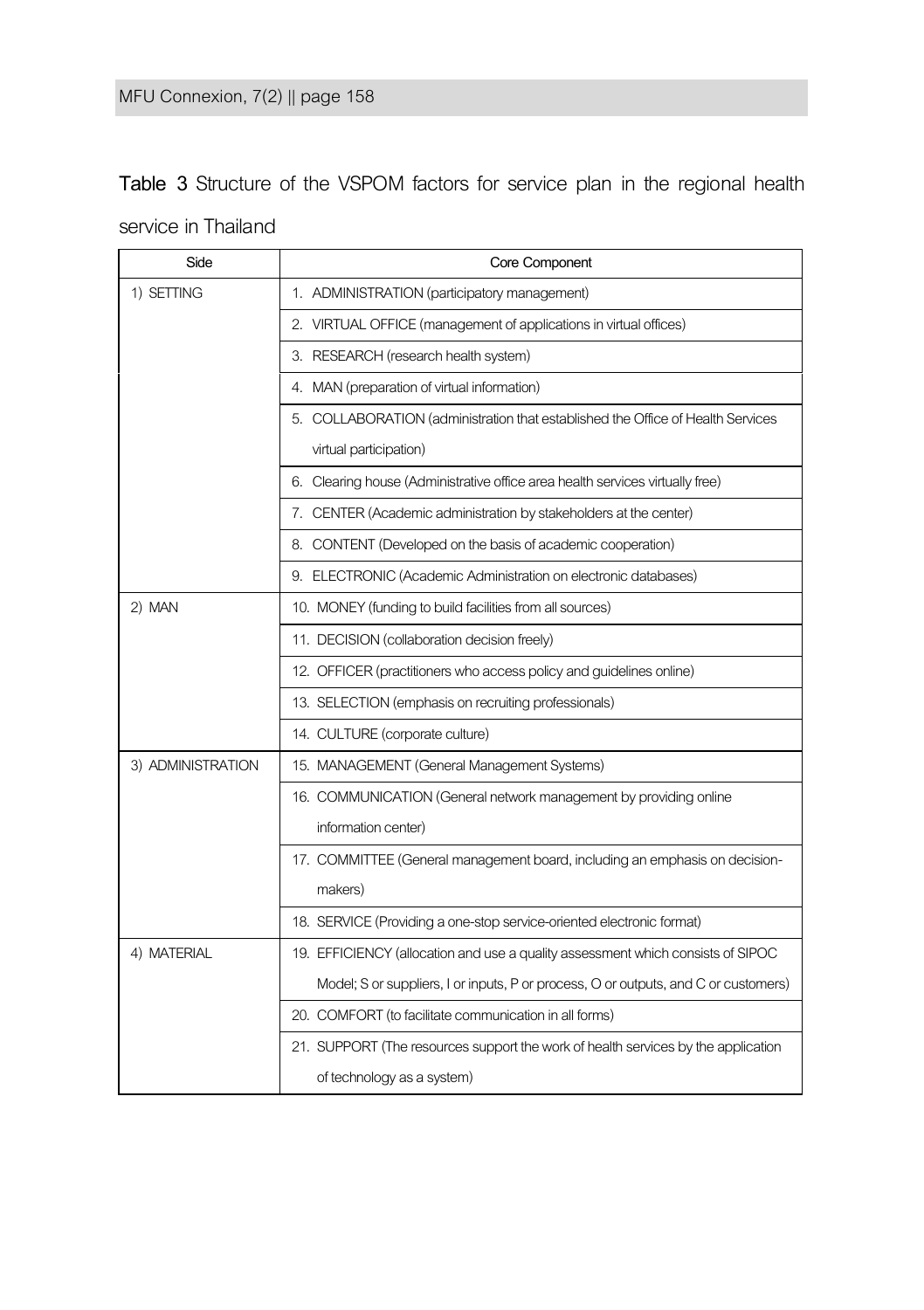**Table 3** Structure of the VSPOM factors for service plan in the regional health service in Thailand

| Side | Core Component |
|---|---|
| 1) SETTING | 1. ADMINISTRATION (participatory management) |
| | 2. VIRTUAL OFFICE (management of applications in virtual offices) |
| | 3. RESEARCH (research health system) |
| | 4. MAN (preparation of virtual information) |
| | 5. COLLABORATION (administration that established the Office of Health Services virtual participation) |
| | 6. Clearing house (Administrative office area health services virtually free) |
| | 7. CENTER (Academic administration by stakeholders at the center) |
| | 8. CONTENT (Developed on the basis of academic cooperation) |
| | 9. ELECTRONIC (Academic Administration on electronic databases) |
| 2) MAN | 10. MONEY (funding to build facilities from all sources) |
| | 11. DECISION (collaboration decision freely) |
| | 12. OFFICER (practitioners who access policy and guidelines online) |
| | 13. SELECTION (emphasis on recruiting professionals) |
| | 14. CULTURE (corporate culture) |
| 3) ADMINISTRATION | 15. MANAGEMENT (General Management Systems) |
| | 16. COMMUNICATION (General network management by providing online information center) |
| | 17. COMMITTEE (General management board, including an emphasis on decision-makers) |
| | 18. SERVICE (Providing a one-stop service-oriented electronic format) |
| 4) MATERIAL | 19. EFFICIENCY (allocation and use a quality assessment which consists of SIPOC Model; S or suppliers, I or inputs, P or process, O or outputs, and C or customers) |
| | 20. COMFORT (to facilitate communication in all forms) |
| | 21. SUPPORT (The resources support the work of health services by the application of technology as a system) |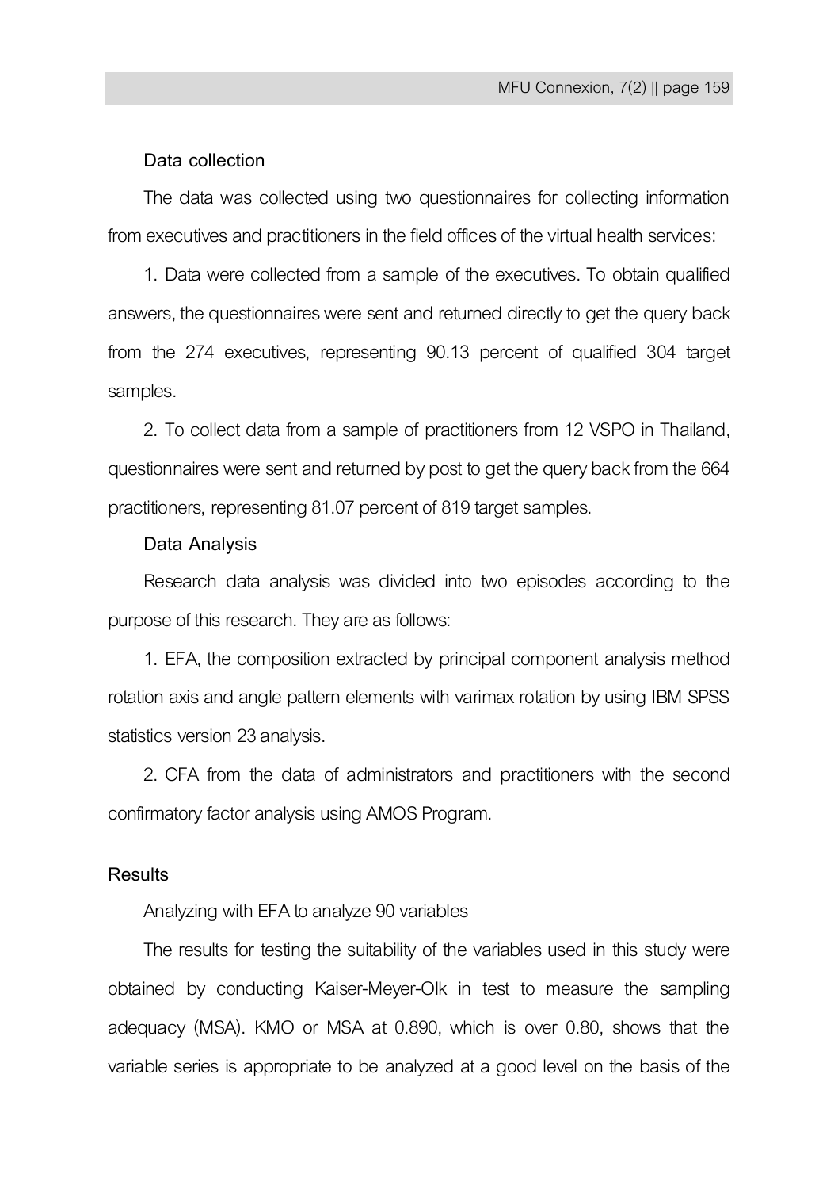### Data collection

The data was collected using two questionnaires for collecting information from executives and practitioners in the field offices of the virtual health services:

1. Data were collected from a sample of the executives. To obtain qualified answers, the questionnaires were sent and returned directly to get the query back from the 274 executives, representing 90.13 percent of qualified 304 target samples.

2. To collect data from a sample of practitioners from 12 VSPO in Thailand, questionnaires were sent and returned by post to get the query back from the 664 practitioners, representing 81.07 percent of 819 target samples.

### Data Analysis

Research data analysis was divided into two episodes according to the purpose of this research. They are as follows:

1. EFA, the composition extracted by principal component analysis method rotation axis and angle pattern elements with varimax rotation by using IBM SPSS statistics version 23 analysis.

2. CFA from the data of administrators and practitioners with the second confirmatory factor analysis using AMOS Program.

## Results

### Analyzing with EFA to analyze 90 variables

The results for testing the suitability of the variables used in this study were obtained by conducting Kaiser-Meyer-Olk in test to measure the sampling adequacy (MSA). KMO or MSA at 0.890, which is over 0.80, shows that the variable series is appropriate to be analyzed at a good level on the basis of the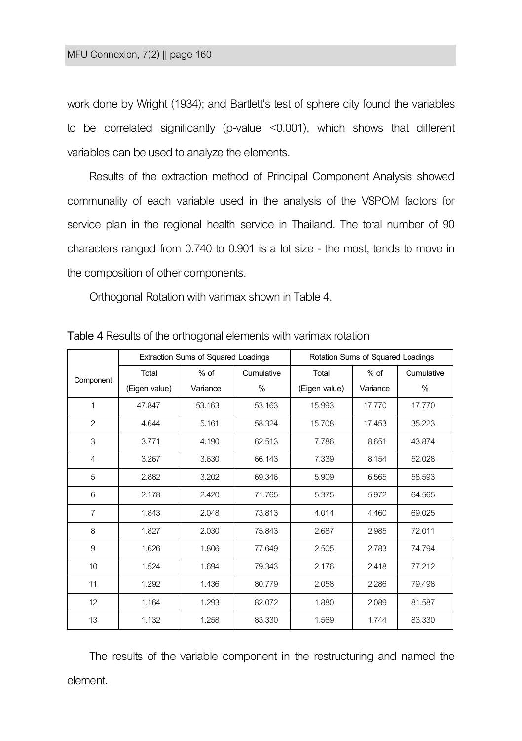work done by Wright (1934); and Bartlett's test of sphere city found the variables to be correlated significantly (p-value <0.001), which shows that different variables can be used to analyze the elements.

Results of the extraction method of Principal Component Analysis showed communality of each variable used in the analysis of the VSPOM factors for service plan in the regional health service in Thailand. The total number of 90 characters ranged from 0.740 to 0.901 is a lot size - the most, tends to move in the composition of other components.

Orthogonal Rotation with varimax shown in Table 4.

**Table 4** Results of the orthogonal elements with varimax rotation

| Component | Extraction Sums of Squared Loadings | | | Rotation Sums of Squared Loadings | | |
|---|---|---|---|---|---|---|
| | Total (Eigen value) | % of Variance | Cumulative % | Total (Eigen value) | % of Variance | Cumulative % |
| 1 | 47.847 | 53.163 | 53.163 | 15.993 | 17.770 | 17.770 |
| 2 | 4.644 | 5.161 | 58.324 | 15.708 | 17.453 | 35.223 |
| 3 | 3.771 | 4.190 | 62.513 | 7.786 | 8.651 | 43.874 |
| 4 | 3.267 | 3.630 | 66.143 | 7.339 | 8.154 | 52.028 |
| 5 | 2.882 | 3.202 | 69.346 | 5.909 | 6.565 | 58.593 |
| 6 | 2.178 | 2.420 | 71.765 | 5.375 | 5.972 | 64.565 |
| 7 | 1.843 | 2.048 | 73.813 | 4.014 | 4.460 | 69.025 |
| 8 | 1.827 | 2.030 | 75.843 | 2.687 | 2.985 | 72.011 |
| 9 | 1.626 | 1.806 | 77.649 | 2.505 | 2.783 | 74.794 |
| 10 | 1.524 | 1.694 | 79.343 | 2.176 | 2.418 | 77.212 |
| 11 | 1.292 | 1.436 | 80.779 | 2.058 | 2.286 | 79.498 |
| 12 | 1.164 | 1.293 | 82.072 | 1.880 | 2.089 | 81.587 |
| 13 | 1.132 | 1.258 | 83.330 | 1.569 | 1.744 | 83.330 |

The results of the variable component in the restructuring and named the element.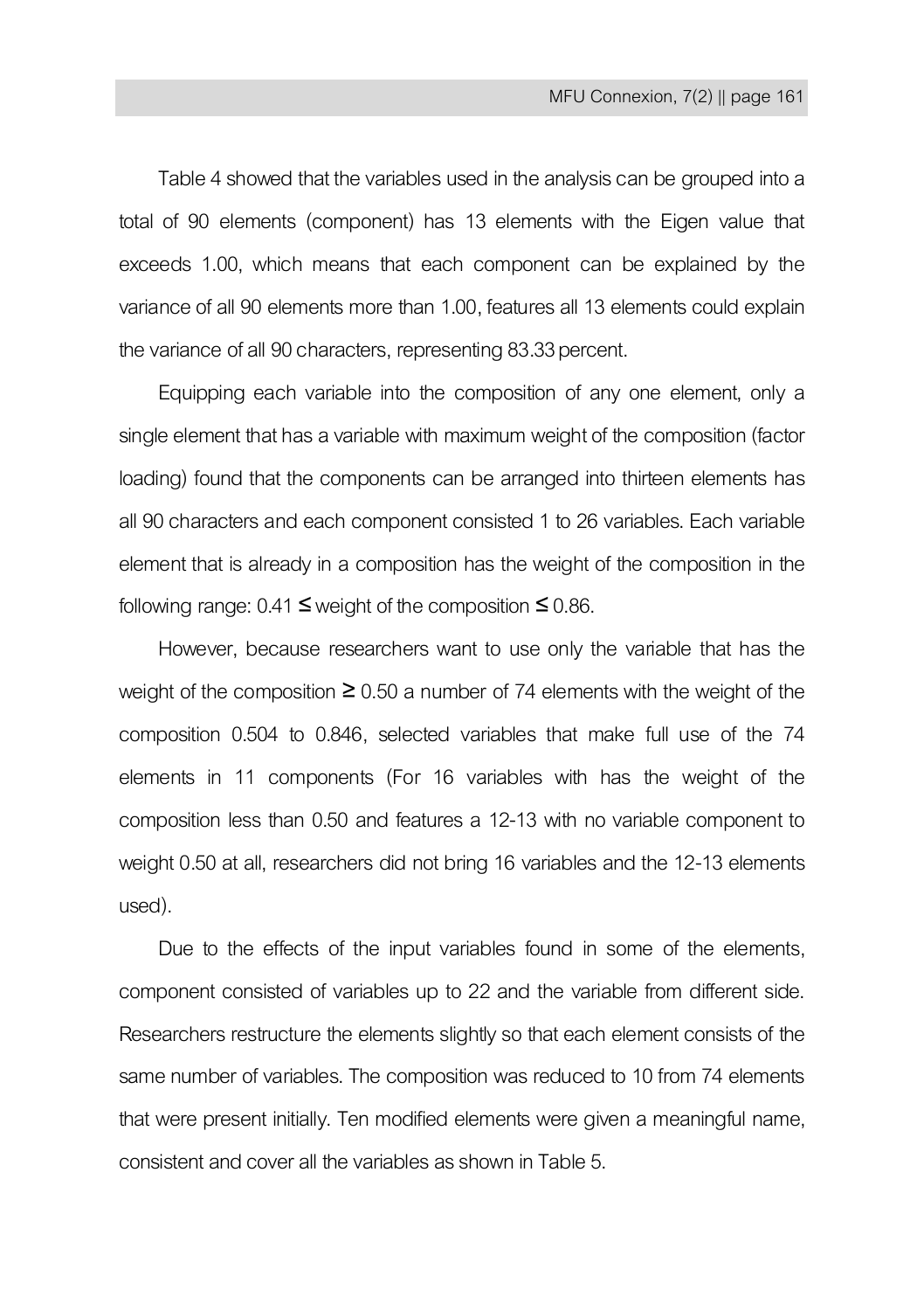Table 4 showed that the variables used in the analysis can be grouped into a total of 90 elements (component) has 13 elements with the Eigen value that exceeds 1.00, which means that each component can be explained by the variance of all 90 elements more than 1.00, features all 13 elements could explain the variance of all 90 characters, representing 83.33 percent.

Equipping each variable into the composition of any one element, only a single element that has a variable with maximum weight of the composition (factor loading) found that the components can be arranged into thirteen elements has all 90 characters and each component consisted 1 to 26 variables. Each variable element that is already in a composition has the weight of the composition in the following range: 0.41 ≤ weight of the composition ≤ 0.86.

However, because researchers want to use only the variable that has the weight of the composition ≥ 0.50 a number of 74 elements with the weight of the composition 0.504 to 0.846, selected variables that make full use of the 74 elements in 11 components (For 16 variables with has the weight of the composition less than 0.50 and features a 12-13 with no variable component to weight 0.50 at all, researchers did not bring 16 variables and the 12-13 elements used).

Due to the effects of the input variables found in some of the elements, component consisted of variables up to 22 and the variable from different side. Researchers restructure the elements slightly so that each element consists of the same number of variables. The composition was reduced to 10 from 74 elements that were present initially. Ten modified elements were given a meaningful name, consistent and cover all the variables as shown in Table 5.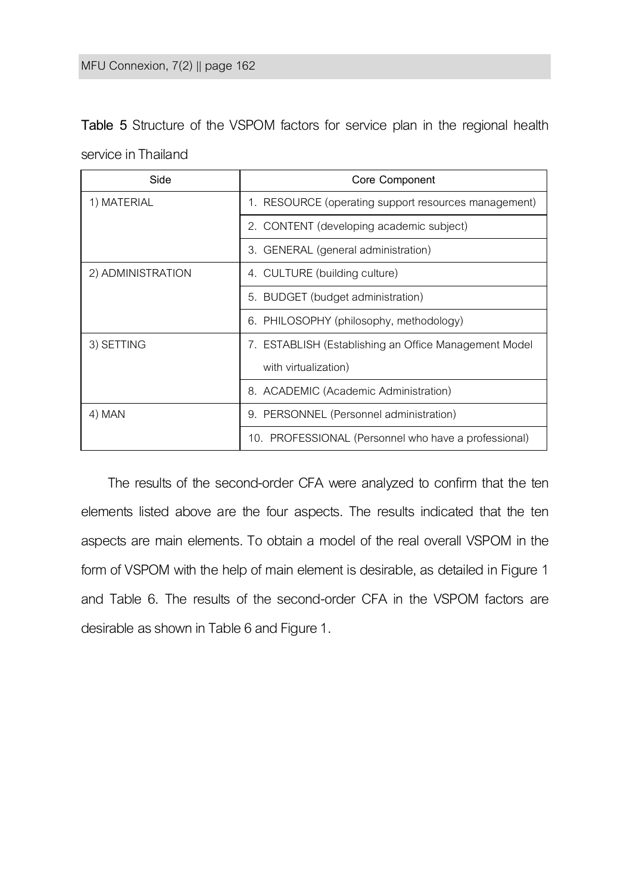**Table 5** Structure of the VSPOM factors for service plan in the regional health service in Thailand

| Side | Core Component |
|---|---|
| 1) MATERIAL | 1. RESOURCE (operating support resources management) |
| | 2. CONTENT (developing academic subject) |
| | 3. GENERAL (general administration) |
| 2) ADMINISTRATION | 4. CULTURE (building culture) |
| | 5. BUDGET (budget administration) |
| | 6. PHILOSOPHY (philosophy, methodology) |
| 3) SETTING | 7. ESTABLISH (Establishing an Office Management Model with virtualization) |
| | 8. ACADEMIC (Academic Administration) |
| 4) MAN | 9. PERSONNEL (Personnel administration) |
| | 10. PROFESSIONAL (Personnel who have a professional) |

The results of the second-order CFA were analyzed to confirm that the ten elements listed above are the four aspects. The results indicated that the ten aspects are main elements. To obtain a model of the real overall VSPOM in the form of VSPOM with the help of main element is desirable, as detailed in Figure 1 and Table 6. The results of the second-order CFA in the VSPOM factors are desirable as shown in Table 6 and Figure 1.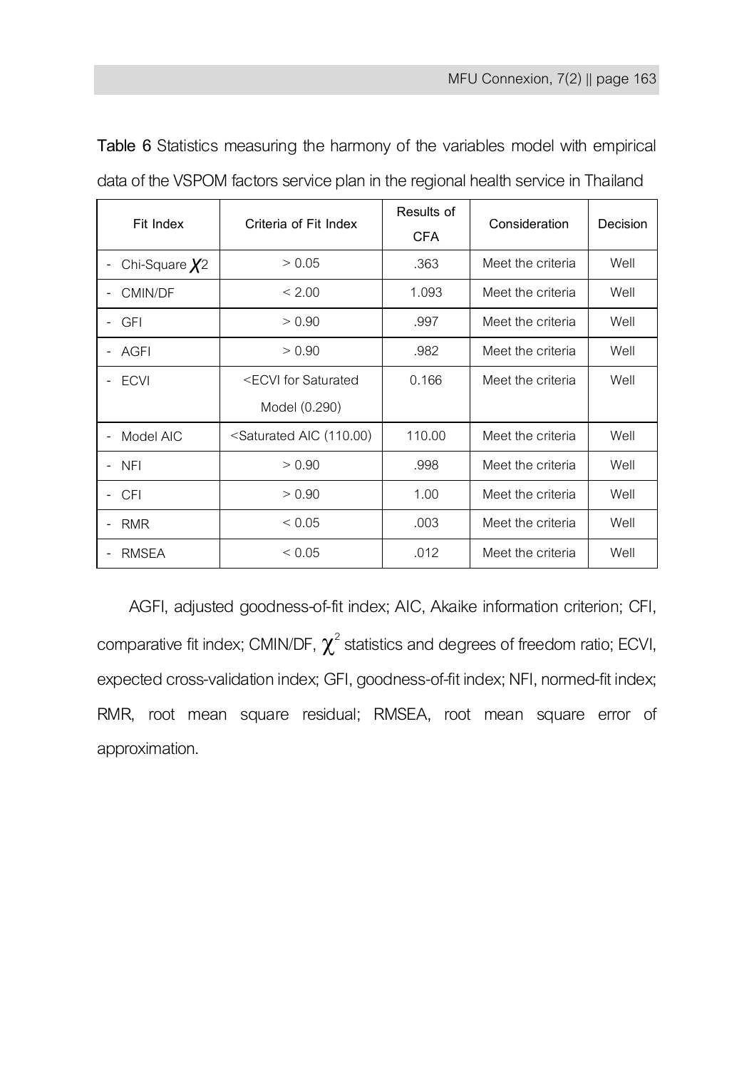**Table 6** Statistics measuring the harmony of the variables model with empirical data of the VSPOM factors service plan in the regional health service in Thailand

| Fit Index | Criteria of Fit Index | Results of CFA | Consideration | Decision |
|---|---|---|---|---|
| - Chi-Square $\chi^2$ | > 0.05 | .363 | Meet the criteria | Well |
| - CMIN/DF | < 2.00 | 1.093 | Meet the criteria | Well |
| - GFI | > 0.90 | .997 | Meet the criteria | Well |
| - AGFI | > 0.90 | .982 | Meet the criteria | Well |
| - ECVI | <ECVI for Saturated Model (0.290) | 0.166 | Meet the criteria | Well |
| - Model AIC | <Saturated AIC (110.00) | 110.00 | Meet the criteria | Well |
| - NFI | > 0.90 | .998 | Meet the criteria | Well |
| - CFI | > 0.90 | 1.00 | Meet the criteria | Well |
| - RMR | < 0.05 | .003 | Meet the criteria | Well |
| - RMSEA | < 0.05 | .012 | Meet the criteria | Well |

AGFI, adjusted goodness-of-fit index; AIC, Akaike information criterion; CFI, comparative fit index; CMIN/DF, $\chi^2$ statistics and degrees of freedom ratio; ECVI, expected cross-validation index; GFI, goodness-of-fit index; NFI, normed-fit index; RMR, root mean square residual; RMSEA, root mean square error of approximation.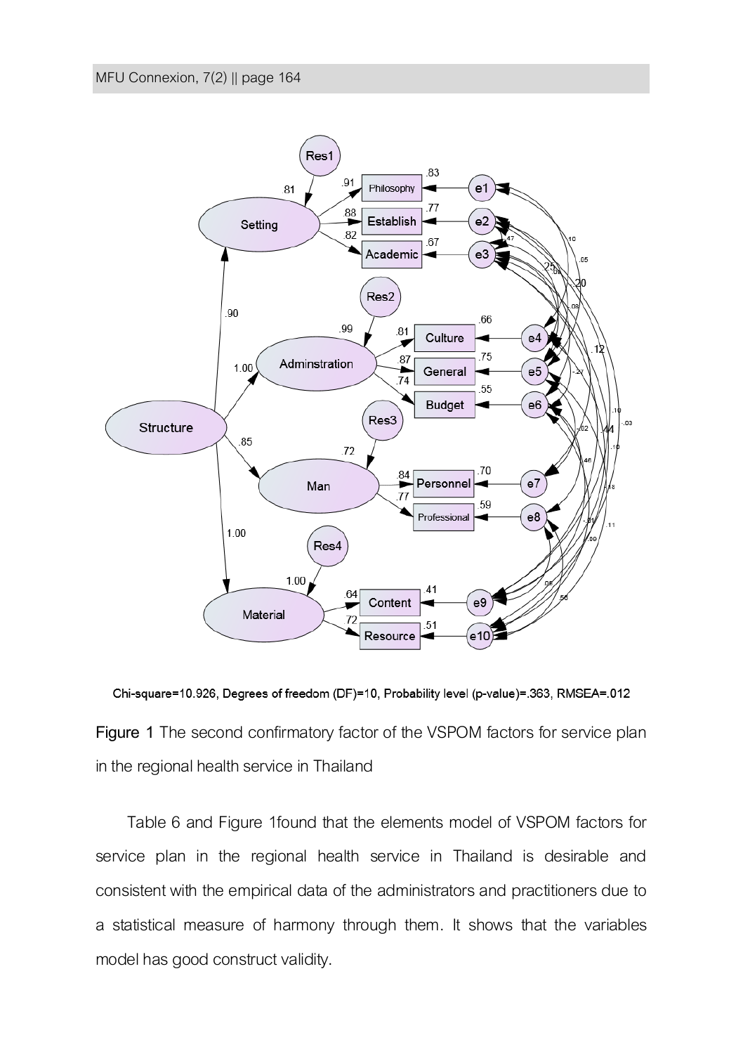Chi-square=10.926, Degrees of freedom (DF)=10, Probability level (p-value)=.363, RMSEA=.012

**Figure 1** The second confirmatory factor of the VSPOM factors for service plan in the regional health service in Thailand

Table 6 and Figure 1found that the elements model of VSPOM factors for service plan in the regional health service in Thailand is desirable and consistent with the empirical data of the administrators and practitioners due to a statistical measure of harmony through them. It shows that the variables model has good construct validity.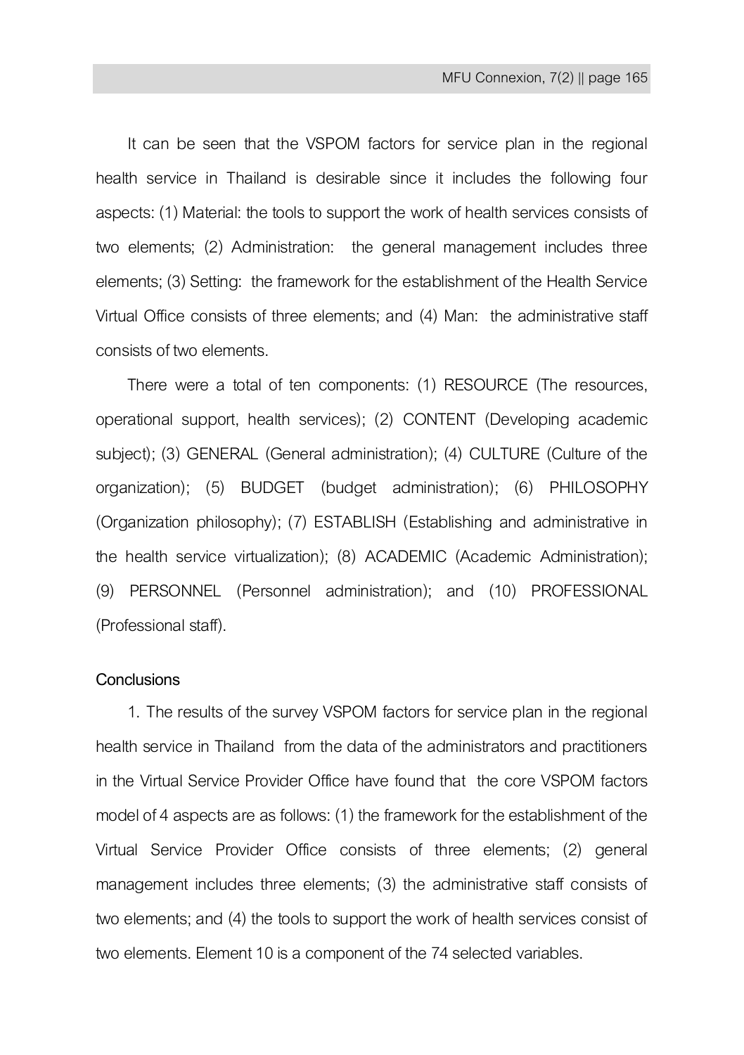It can be seen that the VSPOM factors for service plan in the regional health service in Thailand is desirable since it includes the following four aspects: (1) Material: the tools to support the work of health services consists of two elements; (2) Administration: the general management includes three elements; (3) Setting: the framework for the establishment of the Health Service Virtual Office consists of three elements; and (4) Man: the administrative staff consists of two elements.

There were a total of ten components: (1) RESOURCE (The resources, operational support, health services); (2) CONTENT (Developing academic subject); (3) GENERAL (General administration); (4) CULTURE (Culture of the organization); (5) BUDGET (budget administration); (6) PHILOSOPHY (Organization philosophy); (7) ESTABLISH (Establishing and administrative in the health service virtualization); (8) ACADEMIC (Academic Administration); (9) PERSONNEL (Personnel administration); and (10) PROFESSIONAL (Professional staff).

## Conclusions

1. The results of the survey VSPOM factors for service plan in the regional health service in Thailand from the data of the administrators and practitioners in the Virtual Service Provider Office have found that the core VSPOM factors model of 4 aspects are as follows: (1) the framework for the establishment of the Virtual Service Provider Office consists of three elements; (2) general management includes three elements; (3) the administrative staff consists of two elements; and (4) the tools to support the work of health services consist of two elements. Element 10 is a component of the 74 selected variables.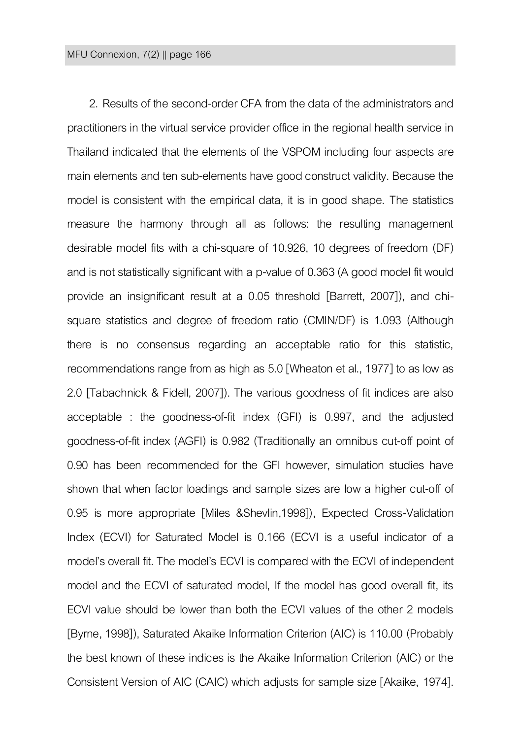2. Results of the second-order CFA from the data of the administrators and practitioners in the virtual service provider office in the regional health service in Thailand indicated that the elements of the VSPOM including four aspects are main elements and ten sub-elements have good construct validity. Because the model is consistent with the empirical data, it is in good shape. The statistics measure the harmony through all as follows: the resulting management desirable model fits with a chi-square of 10.926, 10 degrees of freedom (DF) and is not statistically significant with a p-value of 0.363 (A good model fit would provide an insignificant result at a 0.05 threshold [Barrett, 2007]), and chi-square statistics and degree of freedom ratio (CMIN/DF) is 1.093 (Although there is no consensus regarding an acceptable ratio for this statistic, recommendations range from as high as 5.0 [Wheaton et al., 1977] to as low as 2.0 [Tabachnick & Fidell, 2007]). The various goodness of fit indices are also acceptable : the goodness-of-fit index (GFI) is 0.997, and the adjusted goodness-of-fit index (AGFI) is 0.982 (Traditionally an omnibus cut-off point of 0.90 has been recommended for the GFI however, simulation studies have shown that when factor loadings and sample sizes are low a higher cut-off of 0.95 is more appropriate [Miles &Shevlin,1998]), Expected Cross-Validation Index (ECVI) for Saturated Model is 0.166 (ECVI is a useful indicator of a model's overall fit. The model's ECVI is compared with the ECVI of independent model and the ECVI of saturated model, If the model has good overall fit, its ECVI value should be lower than both the ECVI values of the other 2 models [Byrne, 1998]), Saturated Akaike Information Criterion (AIC) is 110.00 (Probably the best known of these indices is the Akaike Information Criterion (AIC) or the Consistent Version of AIC (CAIC) which adjusts for sample size [Akaike, 1974].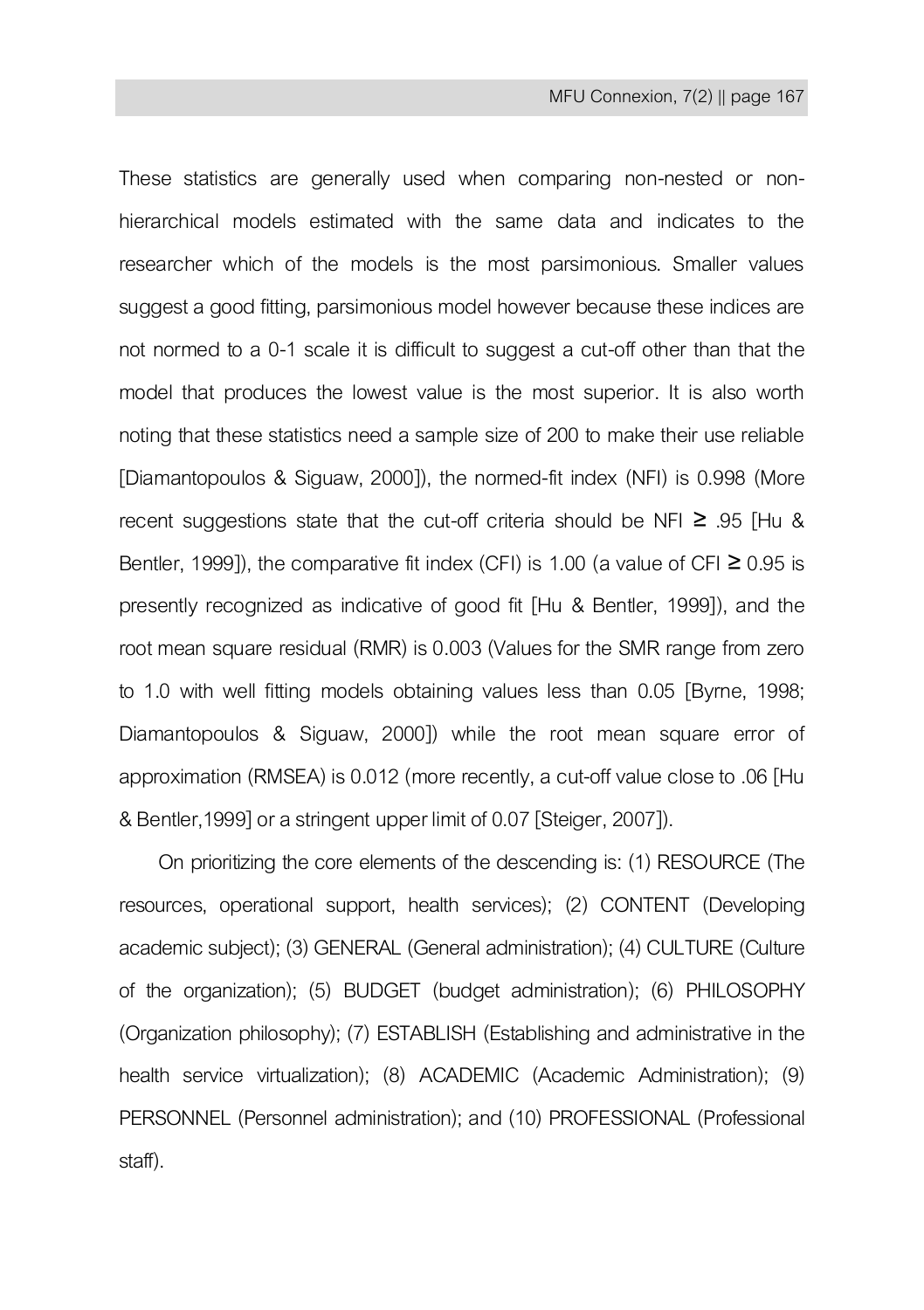These statistics are generally used when comparing non-nested or non-hierarchical models estimated with the same data and indicates to the researcher which of the models is the most parsimonious. Smaller values suggest a good fitting, parsimonious model however because these indices are not normed to a 0-1 scale it is difficult to suggest a cut-off other than that the model that produces the lowest value is the most superior. It is also worth noting that these statistics need a sample size of 200 to make their use reliable [Diamantopoulos & Siguaw, 2000]), the normed-fit index (NFI) is 0.998 (More recent suggestions state that the cut-off criteria should be NFI $\geq$ .95 [Hu & Bentler, 1999]), the comparative fit index (CFI) is 1.00 (a value of CFI $\geq$ 0.95 is presently recognized as indicative of good fit [Hu & Bentler, 1999]), and the root mean square residual (RMR) is 0.003 (Values for the SMR range from zero to 1.0 with well fitting models obtaining values less than 0.05 [Byrne, 1998; Diamantopoulos & Siguaw, 2000]) while the root mean square error of approximation (RMSEA) is 0.012 (more recently, a cut-off value close to .06 [Hu & Bentler,1999] or a stringent upper limit of 0.07 [Steiger, 2007]).

On prioritizing the core elements of the descending is: (1) RESOURCE (The resources, operational support, health services); (2) CONTENT (Developing academic subject); (3) GENERAL (General administration); (4) CULTURE (Culture of the organization); (5) BUDGET (budget administration); (6) PHILOSOPHY (Organization philosophy); (7) ESTABLISH (Establishing and administrative in the health service virtualization); (8) ACADEMIC (Academic Administration); (9) PERSONNEL (Personnel administration); and (10) PROFESSIONAL (Professional staff).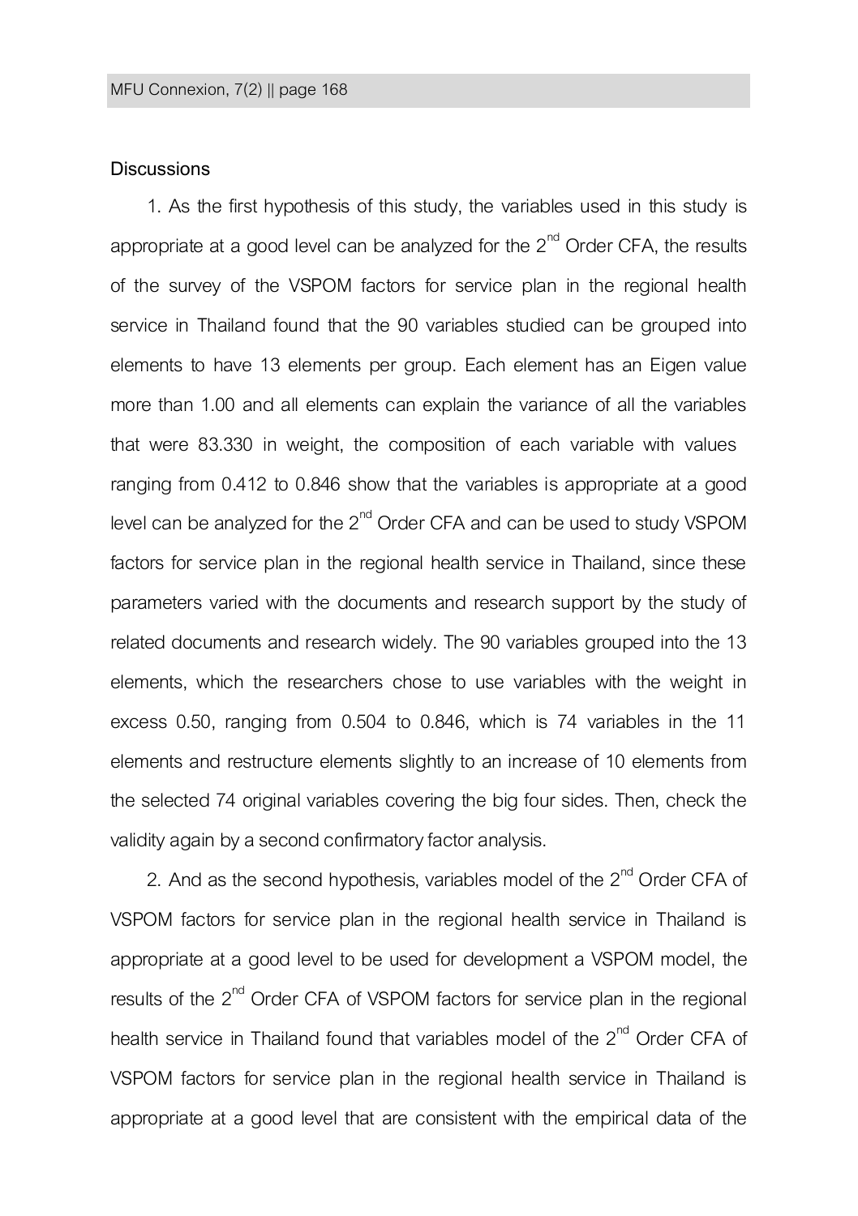## Discussions

1. As the first hypothesis of this study, the variables used in this study is appropriate at a good level can be analyzed for the 2[nd] Order CFA, the results of the survey of the VSPOM factors for service plan in the regional health service in Thailand found that the 90 variables studied can be grouped into elements to have 13 elements per group. Each element has an Eigen value more than 1.00 and all elements can explain the variance of all the variables that were 83.330 in weight, the composition of each variable with values ranging from 0.412 to 0.846 show that the variables is appropriate at a good level can be analyzed for the 2[nd] Order CFA and can be used to study VSPOM factors for service plan in the regional health service in Thailand, since these parameters varied with the documents and research support by the study of related documents and research widely. The 90 variables grouped into the 13 elements, which the researchers chose to use variables with the weight in excess 0.50, ranging from 0.504 to 0.846, which is 74 variables in the 11 elements and restructure elements slightly to an increase of 10 elements from the selected 74 original variables covering the big four sides. Then, check the validity again by a second confirmatory factor analysis.

2. And as the second hypothesis, variables model of the 2[nd] Order CFA of VSPOM factors for service plan in the regional health service in Thailand is appropriate at a good level to be used for development a VSPOM model, the results of the 2[nd] Order CFA of VSPOM factors for service plan in the regional health service in Thailand found that variables model of the 2[nd] Order CFA of VSPOM factors for service plan in the regional health service in Thailand is appropriate at a good level that are consistent with the empirical data of the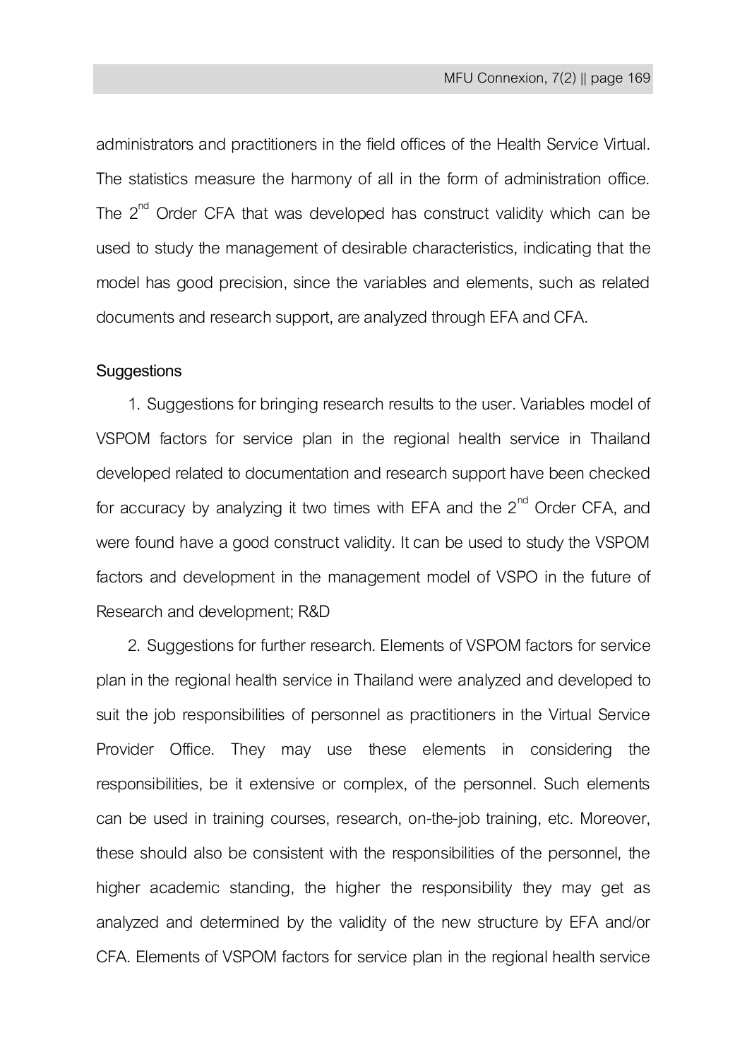administrators and practitioners in the field offices of the Health Service Virtual. The statistics measure the harmony of all in the form of administration office. The 2nd Order CFA that was developed has construct validity which can be used to study the management of desirable characteristics, indicating that the model has good precision, since the variables and elements, such as related documents and research support, are analyzed through EFA and CFA.

## Suggestions

1. Suggestions for bringing research results to the user. Variables model of VSPOM factors for service plan in the regional health service in Thailand developed related to documentation and research support have been checked for accuracy by analyzing it two times with EFA and the 2nd Order CFA, and were found have a good construct validity. It can be used to study the VSPOM factors and development in the management model of VSPO in the future of Research and development; R&D

2. Suggestions for further research. Elements of VSPOM factors for service plan in the regional health service in Thailand were analyzed and developed to suit the job responsibilities of personnel as practitioners in the Virtual Service Provider Office. They may use these elements in considering the responsibilities, be it extensive or complex, of the personnel. Such elements can be used in training courses, research, on-the-job training, etc. Moreover, these should also be consistent with the responsibilities of the personnel, the higher academic standing, the higher the responsibility they may get as analyzed and determined by the validity of the new structure by EFA and/or CFA. Elements of VSPOM factors for service plan in the regional health service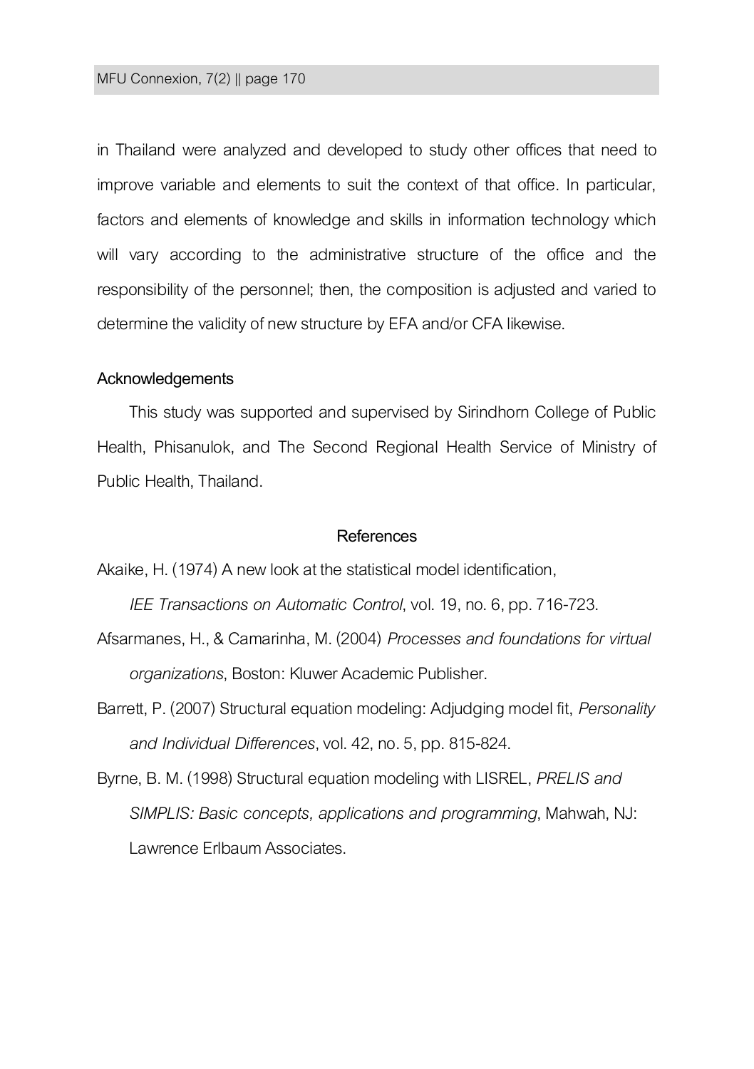in Thailand were analyzed and developed to study other offices that need to improve variable and elements to suit the context of that office. In particular, factors and elements of knowledge and skills in information technology which will vary according to the administrative structure of the office and the responsibility of the personnel; then, the composition is adjusted and varied to determine the validity of new structure by EFA and/or CFA likewise.

## Acknowledgements

This study was supported and supervised by Sirindhorn College of Public Health, Phisanulok, and The Second Regional Health Service of Ministry of Public Health, Thailand.

## References

Akaike, H. (1974) A new look at the statistical model identification, *IEE Transactions on Automatic Control*, vol. 19, no. 6, pp. 716-723.

Afsarmanes, H., & Camarinha, M. (2004) *Processes and foundations for virtual organizations*, Boston: Kluwer Academic Publisher.

Barrett, P. (2007) Structural equation modeling: Adjudging model fit, *Personality and Individual Differences*, vol. 42, no. 5, pp. 815-824.

Byrne, B. M. (1998) Structural equation modeling with LISREL, *PRELIS and SIMPLIS: Basic concepts, applications and programming*, Mahwah, NJ: Lawrence Erlbaum Associates.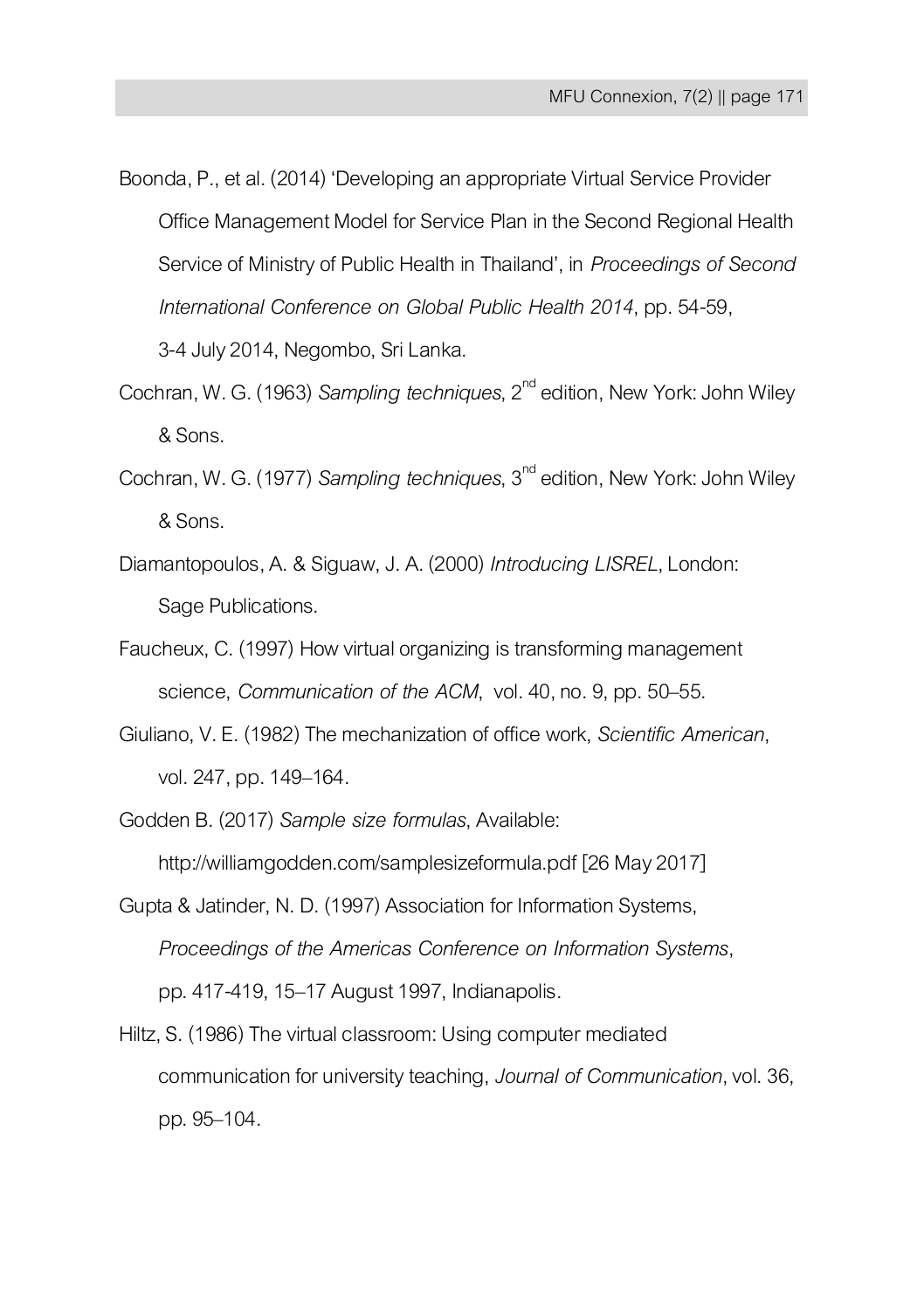Boonda, P., et al. (2014) 'Developing an appropriate Virtual Service Provider Office Management Model for Service Plan in the Second Regional Health Service of Ministry of Public Health in Thailand', in *Proceedings of Second International Conference on Global Public Health 2014*, pp. 54-59, 3-4 July 2014, Negombo, Sri Lanka.

Cochran, W. G. (1963) *Sampling techniques*, 2nd edition, New York: John Wiley & Sons.

Cochran, W. G. (1977) *Sampling techniques*, 3rd edition, New York: John Wiley & Sons.

Diamantopoulos, A. & Siguaw, J. A. (2000) *Introducing LISREL*, London: Sage Publications.

Faucheux, C. (1997) How virtual organizing is transforming management science, *Communication of the ACM*, vol. 40, no. 9, pp. 50–55.

Giuliano, V. E. (1982) The mechanization of office work, *Scientific American*, vol. 247, pp. 149–164.

Godden B. (2017) *Sample size formulas*, Available: http://williamgodden.com/samplesizeformula.pdf [26 May 2017]

Gupta & Jatinder, N. D. (1997) Association for Information Systems, *Proceedings of the Americas Conference on Information Systems*, pp. 417-419, 15–17 August 1997, Indianapolis.

Hiltz, S. (1986) The virtual classroom: Using computer mediated communication for university teaching, *Journal of Communication*, vol. 36, pp. 95–104.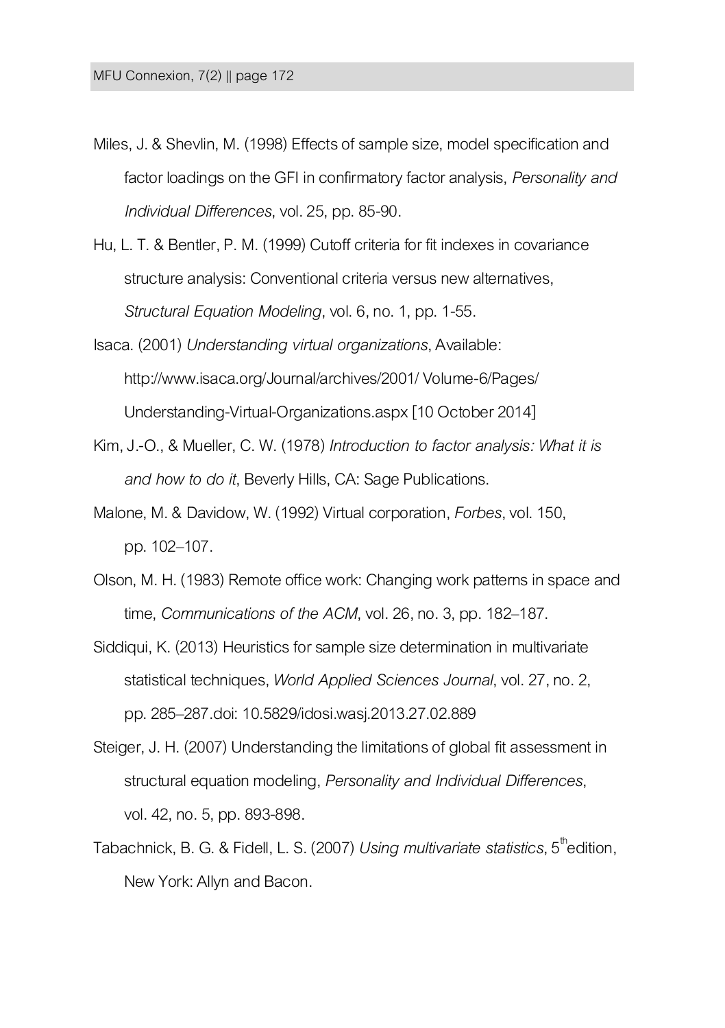Miles, J. & Shevlin, M. (1998) Effects of sample size, model specification and factor loadings on the GFI in confirmatory factor analysis, *Personality and Individual Differences*, vol. 25, pp. 85-90.

Hu, L. T. & Bentler, P. M. (1999) Cutoff criteria for fit indexes in covariance structure analysis: Conventional criteria versus new alternatives, *Structural Equation Modeling*, vol. 6, no. 1, pp. 1-55.

Isaca. (2001) *Understanding virtual organizations*, Available: http://www.isaca.org/Journal/archives/2001/ Volume-6/Pages/ Understanding-Virtual-Organizations.aspx [10 October 2014]

Kim, J.-O., & Mueller, C. W. (1978) *Introduction to factor analysis: What it is and how to do it*, Beverly Hills, CA: Sage Publications.

Malone, M. & Davidow, W. (1992) Virtual corporation, *Forbes*, vol. 150, pp. 102–107.

Olson, M. H. (1983) Remote office work: Changing work patterns in space and time, *Communications of the ACM*, vol. 26, no. 3, pp. 182–187.

Siddiqui, K. (2013) Heuristics for sample size determination in multivariate statistical techniques, *World Applied Sciences Journal*, vol. 27, no. 2, pp. 285–287.doi: 10.5829/idosi.wasj.2013.27.02.889

Steiger, J. H. (2007) Understanding the limitations of global fit assessment in structural equation modeling, *Personality and Individual Differences*, vol. 42, no. 5, pp. 893-898.

Tabachnick, B. G. & Fidell, L. S. (2007) *Using multivariate statistics*, 5th edition, New York: Allyn and Bacon.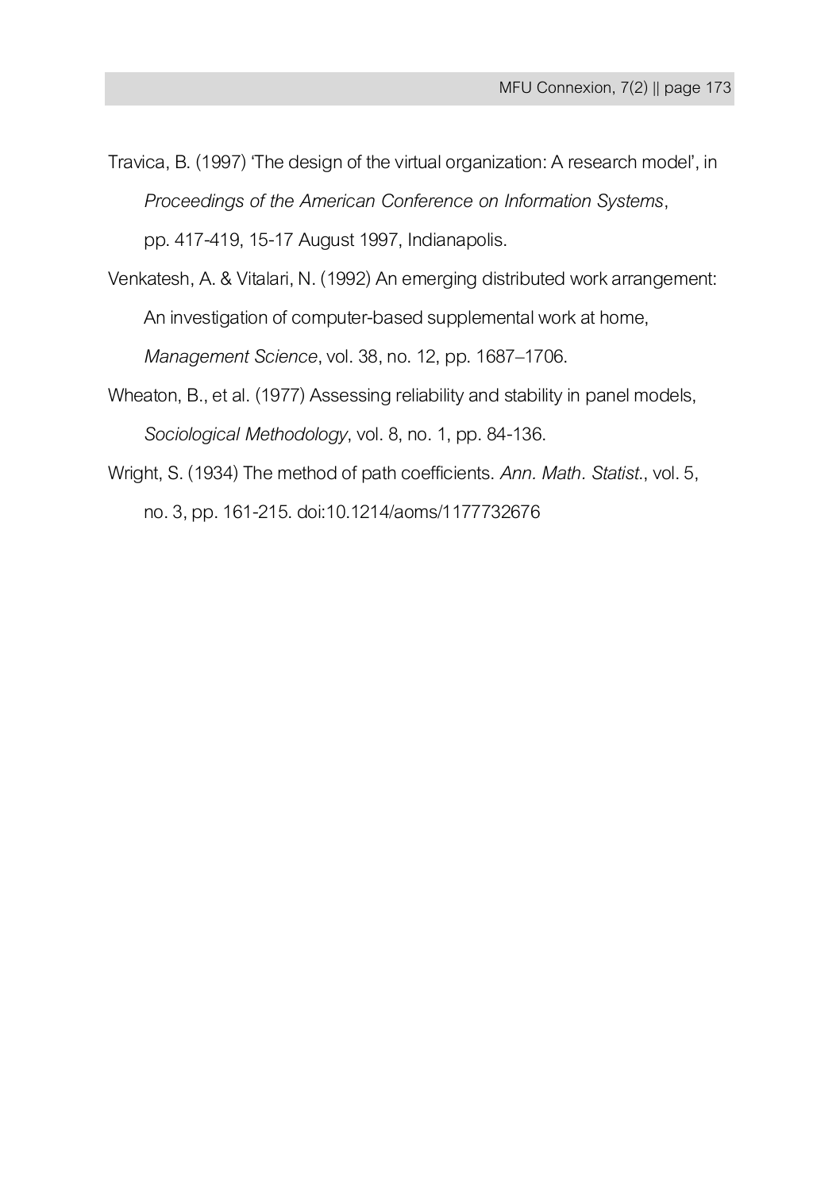Travica, B. (1997) 'The design of the virtual organization: A research model', in *Proceedings of the American Conference on Information Systems*, pp. 417-419, 15-17 August 1997, Indianapolis.

Venkatesh, A. & Vitalari, N. (1992) An emerging distributed work arrangement: An investigation of computer-based supplemental work at home, *Management Science*, vol. 38, no. 12, pp. 1687–1706.

Wheaton, B., et al. (1977) Assessing reliability and stability in panel models, *Sociological Methodology*, vol. 8, no. 1, pp. 84-136.

Wright, S. (1934) The method of path coefficients. *Ann. Math. Statist.*, vol. 5, no. 3, pp. 161-215. doi:10.1214/aoms/1177732676